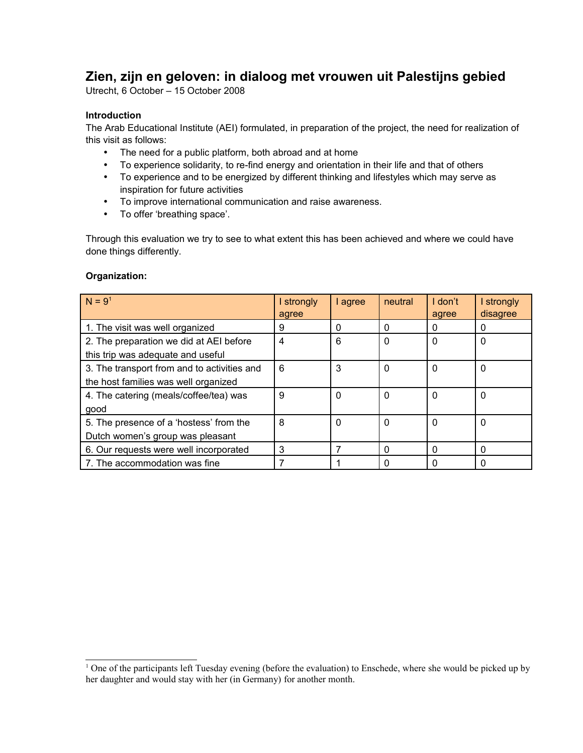# Zien, zijn en geloven: in dialoog met vrouwen uit Palestijns gebied

Utrecht, 6 October – 15 October 2008

### Introduction

The Arab Educational Institute (AEI) formulated, in preparation of the project, the need for realization of this visit as follows:

- The need for a public platform, both abroad and at home
- To experience solidarity, to re-find energy and orientation in their life and that of others
- To experience and to be energized by different thinking and lifestyles which may serve as inspiration for future activities
- To improve international communication and raise awareness.
- To offer 'breathing space'.

Through this evaluation we try to see to what extent this has been achieved and where we could have done things differently.

### Organization:

| N = 9[1] | I strongly agree | I agree | neutral | I don't agree | I strongly disagree |
|---|---|---|---|---|---|
| 1. The visit was well organized | 9 | 0 | 0 | 0 | 0 |
| 2. The preparation we did at AEI before this trip was adequate and useful | 4 | 6 | 0 | 0 | 0 |
| 3. The transport from and to activities and the host families was well organized | 6 | 3 | 0 | 0 | 0 |
| 4. The catering (meals/coffee/tea) was good | 9 | 0 | 0 | 0 | 0 |
| 5. The presence of a 'hostess' from the Dutch women's group was pleasant | 8 | 0 | 0 | 0 | 0 |
| 6. Our requests were well incorporated | 3 | 7 | 0 | 0 | 0 |
| 7. The accommodation was fine | 7 | 1 | 0 | 0 | 0 |

[1] One of the participants left Tuesday evening (before the evaluation) to Enschede, where she would be picked up by her daughter and would stay with her (in Germany) for another month.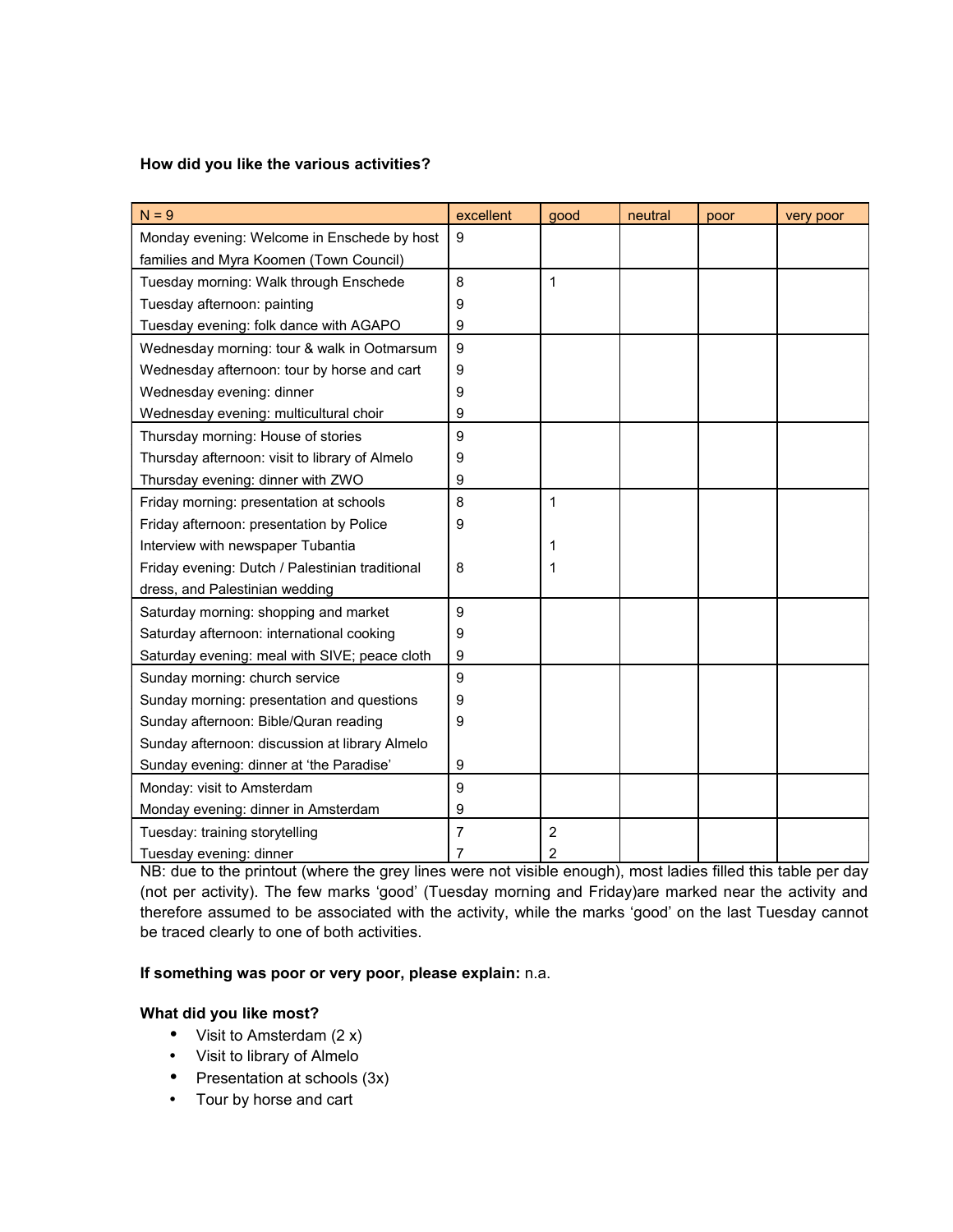**How did you like the various activities?**

| N = 9 | excellent | good | neutral | poor | very poor |
|---|---|---|---|---|---|
| Monday evening: Welcome in Enschede by host families and Myra Koomen (Town Council) | 9 | | | | |
| Tuesday morning: Walk through Enschede | 8 | 1 | | | |
| Tuesday afternoon: painting | 9 | | | | |
| Tuesday evening: folk dance with AGAPO | 9 | | | | |
| Wednesday morning: tour & walk in Ootmarsum | 9 | | | | |
| Wednesday afternoon: tour by horse and cart | 9 | | | | |
| Wednesday evening: dinner | 9 | | | | |
| Wednesday evening: multicultural choir | 9 | | | | |
| Thursday morning: House of stories | 9 | | | | |
| Thursday afternoon: visit to library of Almelo | 9 | | | | |
| Thursday evening: dinner with ZWO | 9 | | | | |
| Friday morning: presentation at schools | 8 | 1 | | | |
| Friday afternoon: presentation by Police | 9 | | | | |
| Interview with newspaper Tubantia | | 1 | | | |
| Friday evening: Dutch / Palestinian traditional dress, and Palestinian wedding | 8 | 1 | | | |
| Saturday morning: shopping and market | 9 | | | | |
| Saturday afternoon: international cooking | 9 | | | | |
| Saturday evening: meal with SIVE; peace cloth | 9 | | | | |
| Sunday morning: church service | 9 | | | | |
| Sunday morning: presentation and questions | 9 | | | | |
| Sunday afternoon: Bible/Quran reading | 9 | | | | |
| Sunday afternoon: discussion at library Almelo | | | | | |
| Sunday evening: dinner at 'the Paradise' | 9 | | | | |
| Monday: visit to Amsterdam | 9 | | | | |
| Monday evening: dinner in Amsterdam | 9 | | | | |
| Tuesday: training storytelling | 7 | 2 | | | |
| Tuesday evening: dinner | 7 | 2 | | | |

NB: due to the printout (where the grey lines were not visible enough), most ladies filled this table per day (not per activity). The few marks 'good' (Tuesday morning and Friday)are marked near the activity and therefore assumed to be associated with the activity, while the marks 'good' on the last Tuesday cannot be traced clearly to one of both activities.

**If something was poor or very poor, please explain:** n.a.

**What did you like most?**

- Visit to Amsterdam (2 x)
- Visit to library of Almelo
- Presentation at schools (3x)
- Tour by horse and cart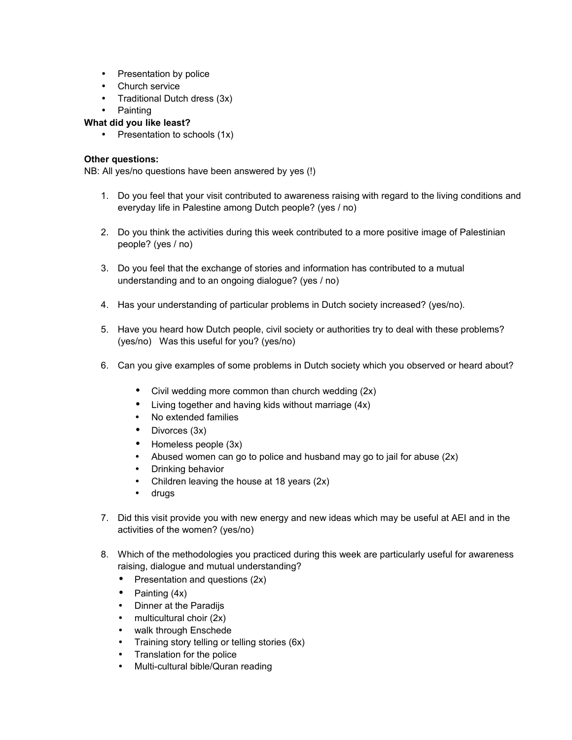- Presentation by police
- Church service
- Traditional Dutch dress (3x)
- Painting

**What did you like least?**

- Presentation to schools (1x)

**Other questions:**

NB: All yes/no questions have been answered by yes (!)

1. Do you feel that your visit contributed to awareness raising with regard to the living conditions and everyday life in Palestine among Dutch people? (yes / no)

2. Do you think the activities during this week contributed to a more positive image of Palestinian people? (yes / no)

3. Do you feel that the exchange of stories and information has contributed to a mutual understanding and to an ongoing dialogue? (yes / no)

4. Has your understanding of particular problems in Dutch society increased? (yes/no).

5. Have you heard how Dutch people, civil society or authorities try to deal with these problems? (yes/no) Was this useful for you? (yes/no)

6. Can you give examples of some problems in Dutch society which you observed or heard about?

   - Civil wedding more common than church wedding (2x)
   - Living together and having kids without marriage (4x)
   - No extended families
   - Divorces (3x)
   - Homeless people (3x)
   - Abused women can go to police and husband may go to jail for abuse (2x)
   - Drinking behavior
   - Children leaving the house at 18 years (2x)
   - drugs

7. Did this visit provide you with new energy and new ideas which may be useful at AEI and in the activities of the women? (yes/no)

8. Which of the methodologies you practiced during this week are particularly useful for awareness raising, dialogue and mutual understanding?
   - Presentation and questions (2x)
   - Painting (4x)
   - Dinner at the Paradijs
   - multicultural choir (2x)
   - walk through Enschede
   - Training story telling or telling stories (6x)
   - Translation for the police
   - Multi-cultural bible/Quran reading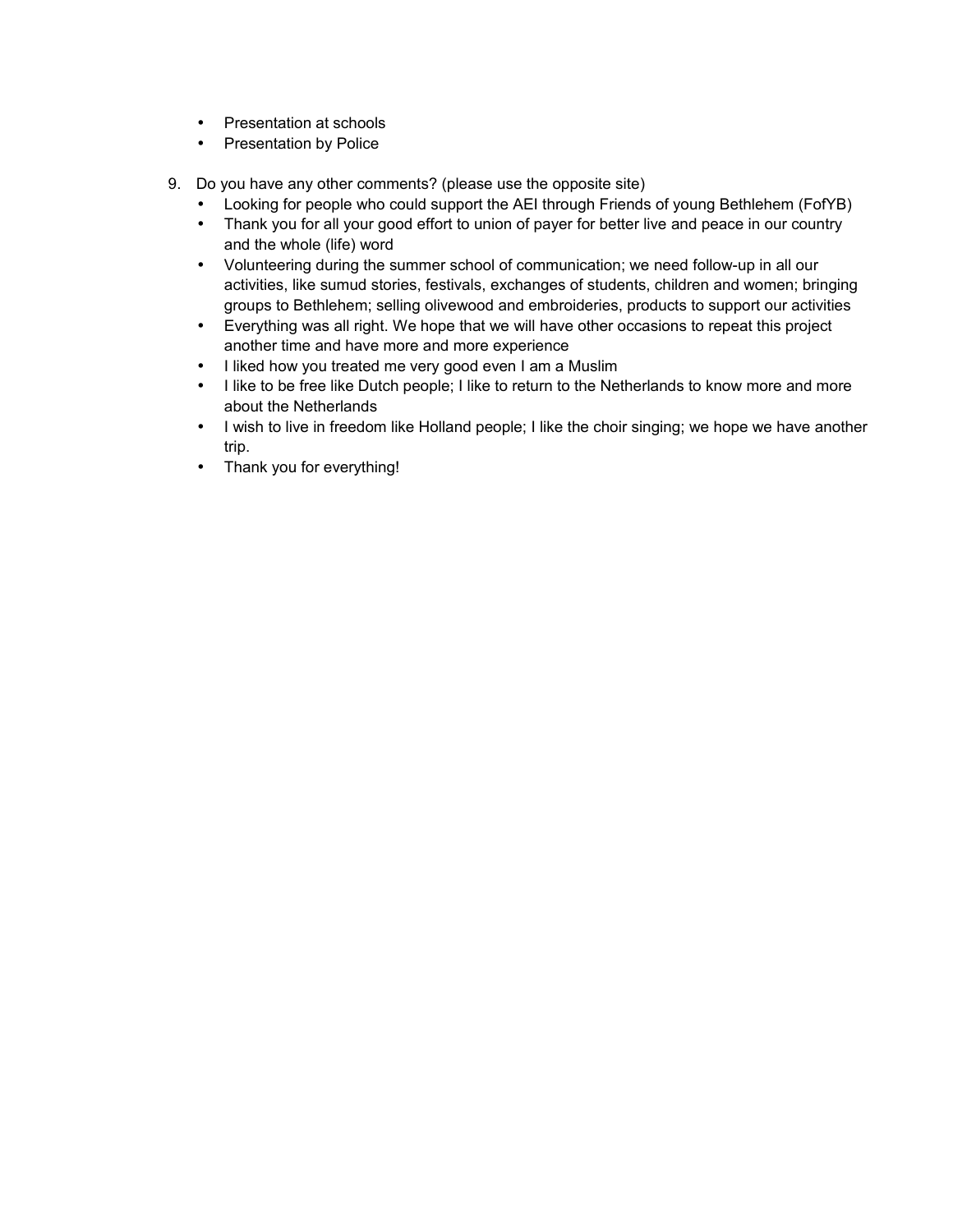- Presentation at schools
- Presentation by Police

9. Do you have any other comments? (please use the opposite site)
   - Looking for people who could support the AEI through Friends of young Bethlehem (FofYB)
   - Thank you for all your good effort to union of payer for better live and peace in our country and the whole (life) word
   - Volunteering during the summer school of communication; we need follow-up in all our activities, like sumud stories, festivals, exchanges of students, children and women; bringing groups to Bethlehem; selling olivewood and embroideries, products to support our activities
   - Everything was all right. We hope that we will have other occasions to repeat this project another time and have more and more experience
   - I liked how you treated me very good even I am a Muslim
   - I like to be free like Dutch people; I like to return to the Netherlands to know more and more about the Netherlands
   - I wish to live in freedom like Holland people; I like the choir singing; we hope we have another trip.
   - Thank you for everything!